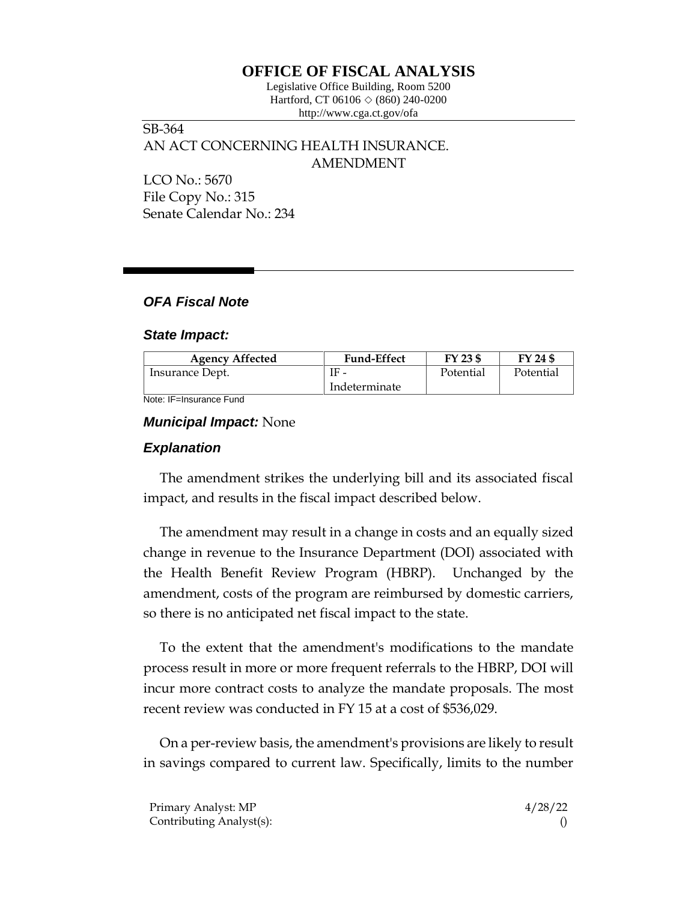# OFFICE OF FISCAL ANALYSIS

Legislative Office Building, Room 5200
Hartford, CT 06106 ◇ (860) 240-0200
http://www.cga.ct.gov/ofa

SB-364
AN ACT CONCERNING HEALTH INSURANCE.
AMENDMENT

LCO No.: 5670
File Copy No.: 315
Senate Calendar No.: 234

## *OFA Fiscal Note*

### *State Impact:*

| Agency Affected | Fund-Effect | FY 23 $ | FY 24 $ |
|---|---|---|---|
| Insurance Dept. | IF - Indeterminate | Potential | Potential |

Note: IF=Insurance Fund

### *Municipal Impact:* None

### *Explanation*

The amendment strikes the underlying bill and its associated fiscal impact, and results in the fiscal impact described below.

The amendment may result in a change in costs and an equally sized change in revenue to the Insurance Department (DOI) associated with the Health Benefit Review Program (HBRP). Unchanged by the amendment, costs of the program are reimbursed by domestic carriers, so there is no anticipated net fiscal impact to the state.

To the extent that the amendment's modifications to the mandate process result in more or more frequent referrals to the HBRP, DOI will incur more contract costs to analyze the mandate proposals. The most recent review was conducted in FY 15 at a cost of $536,029.

On a per-review basis, the amendment's provisions are likely to result in savings compared to current law. Specifically, limits to the number

Primary Analyst: MP 4/28/22
Contributing Analyst(s): ()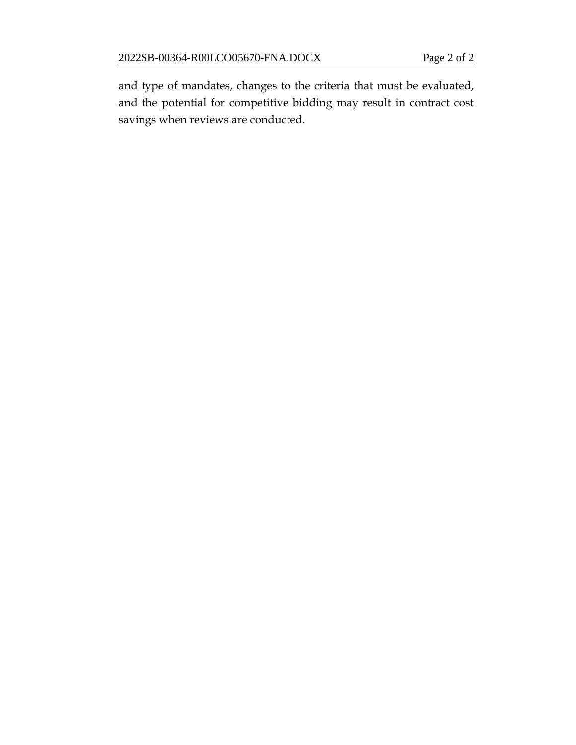and type of mandates, changes to the criteria that must be evaluated, and the potential for competitive bidding may result in contract cost savings when reviews are conducted.